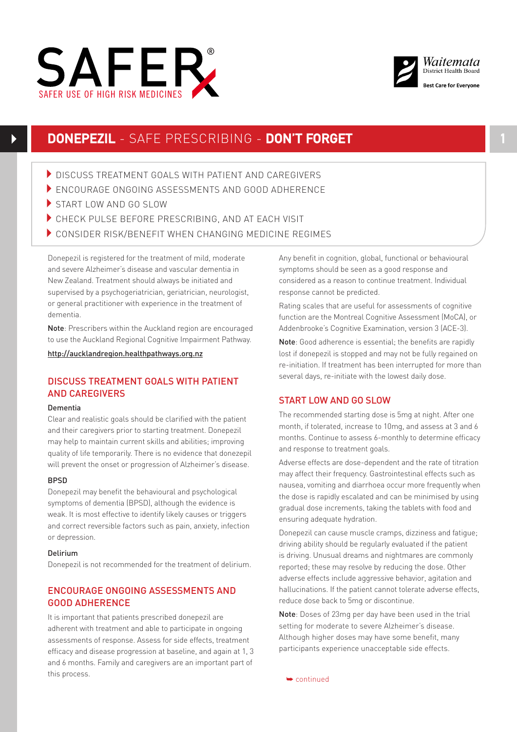SAFER®
SAFER USE OF HIGH RISK MEDICINES

Waitemata District Health Board
Best Care for Everyone

# DONEPEZIL - SAFE PRESCRIBING - DON'T FORGET

- DISCUSS TREATMENT GOALS WITH PATIENT AND CAREGIVERS
- ENCOURAGE ONGOING ASSESSMENTS AND GOOD ADHERENCE
- START LOW AND GO SLOW
- CHECK PULSE BEFORE PRESCRIBING, AND AT EACH VISIT
- CONSIDER RISK/BENEFIT WHEN CHANGING MEDICINE REGIMES

Donepezil is registered for the treatment of mild, moderate and severe Alzheimer's disease and vascular dementia in New Zealand. Treatment should always be initiated and supervised by a psychogeriatrician, geriatrician, neurologist, or general practitioner with experience in the treatment of dementia.

**Note**: Prescribers within the Auckland region are encouraged to use the Auckland Regional Cognitive Impairment Pathway.

http://aucklandregion.healthpathways.org.nz

## DISCUSS TREATMENT GOALS WITH PATIENT AND CAREGIVERS

### Dementia

Clear and realistic goals should be clarified with the patient and their caregivers prior to starting treatment. Donepezil may help to maintain current skills and abilities; improving quality of life temporarily. There is no evidence that donepezil will prevent the onset or progression of Alzheimer's disease.

### BPSD

Donepezil may benefit the behavioural and psychological symptoms of dementia (BPSD), although the evidence is weak. It is most effective to identify likely causes or triggers and correct reversible factors such as pain, anxiety, infection or depression.

### Delirium

Donepezil is not recommended for the treatment of delirium.

## ENCOURAGE ONGOING ASSESSMENTS AND GOOD ADHERENCE

It is important that patients prescribed donepezil are adherent with treatment and able to participate in ongoing assessments of response. Assess for side effects, treatment efficacy and disease progression at baseline, and again at 1, 3 and 6 months. Family and caregivers are an important part of this process.

Any benefit in cognition, global, functional or behavioural symptoms should be seen as a good response and considered as a reason to continue treatment. Individual response cannot be predicted.

Rating scales that are useful for assessments of cognitive function are the Montreal Cognitive Assessment (MoCA), or Addenbrooke's Cognitive Examination, version 3 (ACE-3).

**Note**: Good adherence is essential; the benefits are rapidly lost if donepezil is stopped and may not be fully regained on re-initiation. If treatment has been interrupted for more than several days, re-initiate with the lowest daily dose.

## START LOW AND GO SLOW

The recommended starting dose is 5mg at night. After one month, if tolerated, increase to 10mg, and assess at 3 and 6 months. Continue to assess 6-monthly to determine efficacy and response to treatment goals.

Adverse effects are dose-dependent and the rate of titration may affect their frequency. Gastrointestinal effects such as nausea, vomiting and diarrhoea occur more frequently when the dose is rapidly escalated and can be minimised by using gradual dose increments, taking the tablets with food and ensuring adequate hydration.

Donepezil can cause muscle cramps, dizziness and fatigue; driving ability should be regularly evaluated if the patient is driving. Unusual dreams and nightmares are commonly reported; these may resolve by reducing the dose. Other adverse effects include aggressive behavior, agitation and hallucinations. If the patient cannot tolerate adverse effects, reduce dose back to 5mg or discontinue.

**Note**: Doses of 23mg per day have been used in the trial setting for moderate to severe Alzheimer's disease. Although higher doses may have some benefit, many participants experience unacceptable side effects.

continued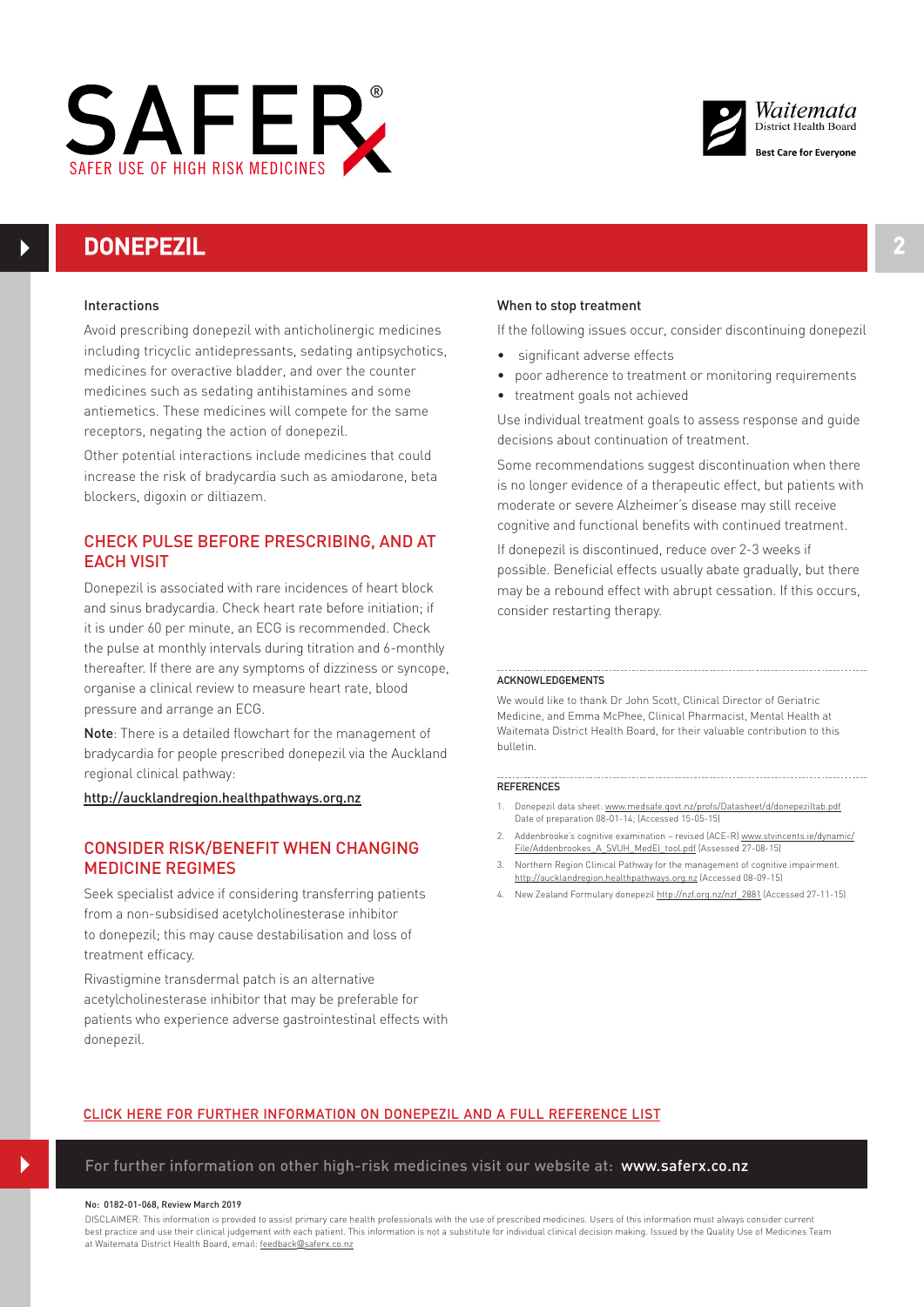# SAFER

SAFER USE OF HIGH RISK MEDICINES

Waitemata District Health Board

Best Care for Everyone

## DONEPEZIL

### Interactions

Avoid prescribing donepezil with anticholinergic medicines including tricyclic antidepressants, sedating antipsychotics, medicines for overactive bladder, and over the counter medicines such as sedating antihistamines and some antiemetics. These medicines will compete for the same receptors, negating the action of donepezil.

Other potential interactions include medicines that could increase the risk of bradycardia such as amiodarone, beta blockers, digoxin or diltiazem.

### CHECK PULSE BEFORE PRESCRIBING, AND AT EACH VISIT

Donepezil is associated with rare incidences of heart block and sinus bradycardia. Check heart rate before initiation; if it is under 60 per minute, an ECG is recommended. Check the pulse at monthly intervals during titration and 6-monthly thereafter. If there are any symptoms of dizziness or syncope, organise a clinical review to measure heart rate, blood pressure and arrange an ECG.

**Note**: There is a detailed flowchart for the management of bradycardia for people prescribed donepezil via the Auckland regional clinical pathway:

http://aucklandregion.healthpathways.org.nz

### CONSIDER RISK/BENEFIT WHEN CHANGING MEDICINE REGIMES

Seek specialist advice if considering transferring patients from a non-subsidised acetylcholinesterase inhibitor to donepezil; this may cause destabilisation and loss of treatment efficacy.

Rivastigmine transdermal patch is an alternative acetylcholinesterase inhibitor that may be preferable for patients who experience adverse gastrointestinal effects with donepezil.

### When to stop treatment

If the following issues occur, consider discontinuing donepezil

- significant adverse effects
- poor adherence to treatment or monitoring requirements
- treatment goals not achieved

Use individual treatment goals to assess response and guide decisions about continuation of treatment.

Some recommendations suggest discontinuation when there is no longer evidence of a therapeutic effect, but patients with moderate or severe Alzheimer's disease may still receive cognitive and functional benefits with continued treatment.

If donepezil is discontinued, reduce over 2-3 weeks if possible. Beneficial effects usually abate gradually, but there may be a rebound effect with abrupt cessation. If this occurs, consider restarting therapy.

### ACKNOWLEDGEMENTS

We would like to thank Dr John Scott, Clinical Director of Geriatric Medicine, and Emma McPhee, Clinical Pharmacist, Mental Health at Waitemata District Health Board, for their valuable contribution to this bulletin.

### REFERENCES

1. Donepezil data sheet: www.medsafe.govt.nz/profs/Datasheet/d/donepeziltab.pdf Date of preparation 08-01-14; (Accessed 15-05-15)
2. Addenbrooke's cognitive examination – revised (ACE-R) www.stvincents.ie/dynamic/File/Addenbrookes_A_SVUH_MedEl_tool.pdf (Assessed 27-08-15)
3. Northern Region Clinical Pathway for the management of cognitive impairment. http://aucklandregion.healthpathways.org.nz (Accessed 08-09-15)
4. New Zealand Formulary donepezil http://nzf.org.nz/nzf_2881 (Accessed 27-11-15)

CLICK HERE FOR FURTHER INFORMATION ON DONEPEZIL AND A FULL REFERENCE LIST

For further information on other high-risk medicines visit our website at: www.saferx.co.nz

No: 0182-01-068, Review March 2019

DISCLAIMER: This information is provided to assist primary care health professionals with the use of prescribed medicines. Users of this information must always consider current best practice and use their clinical judgement with each patient. This information is not a substitute for individual clinical decision making. Issued by the Quality Use of Medicines Team at Waitemata District Health Board, email: feedback@saferx.co.nz